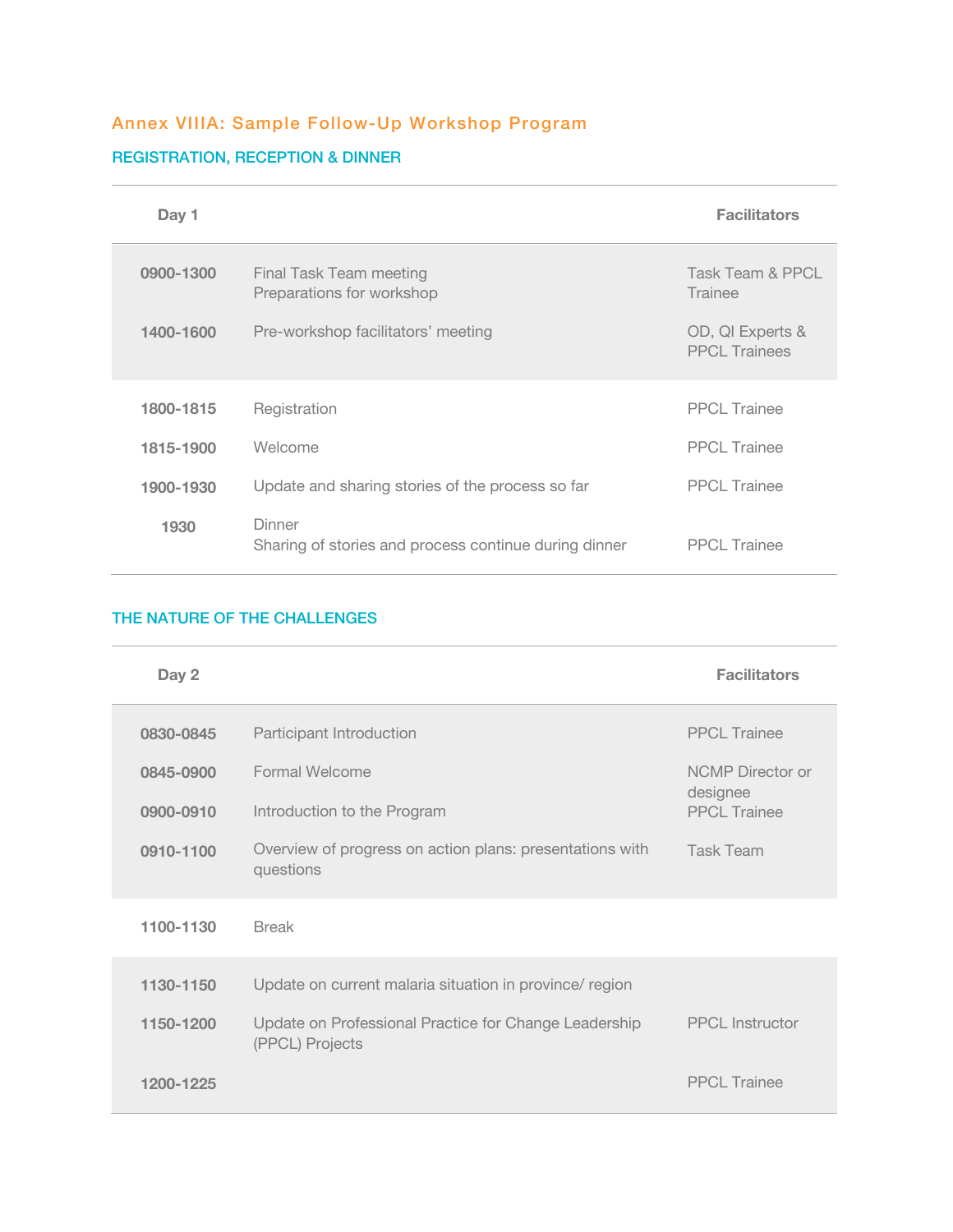## Annex VIIIA: Sample Follow-Up Workshop Program

### REGISTRATION, RECEPTION & DINNER

| Day 1 | | Facilitators |
|---|---|---|
| 0900-1300 | Final Task Team meeting<br>Preparations for workshop | Task Team & PPCL Trainee |
| 1400-1600 | Pre-workshop facilitators' meeting | OD, QI Experts & PPCL Trainees |
| 1800-1815 | Registration | PPCL Trainee |
| 1815-1900 | Welcome | PPCL Trainee |
| 1900-1930 | Update and sharing stories of the process so far | PPCL Trainee |
| 1930 | Dinner<br>Sharing of stories and process continue during dinner | PPCL Trainee |

### THE NATURE OF THE CHALLENGES

| Day 2 | | Facilitators |
|---|---|---|
| 0830-0845 | Participant Introduction | PPCL Trainee |
| 0845-0900 | Formal Welcome | NCMP Director or designee |
| 0900-0910 | Introduction to the Program | PPCL Trainee |
| 0910-1100 | Overview of progress on action plans: presentations with questions | Task Team |
| 1100-1130 | Break | |
| 1130-1150 | Update on current malaria situation in province/ region | |
| 1150-1200 | Update on Professional Practice for Change Leadership (PPCL) Projects | PPCL Instructor |
| 1200-1225 | | PPCL Trainee |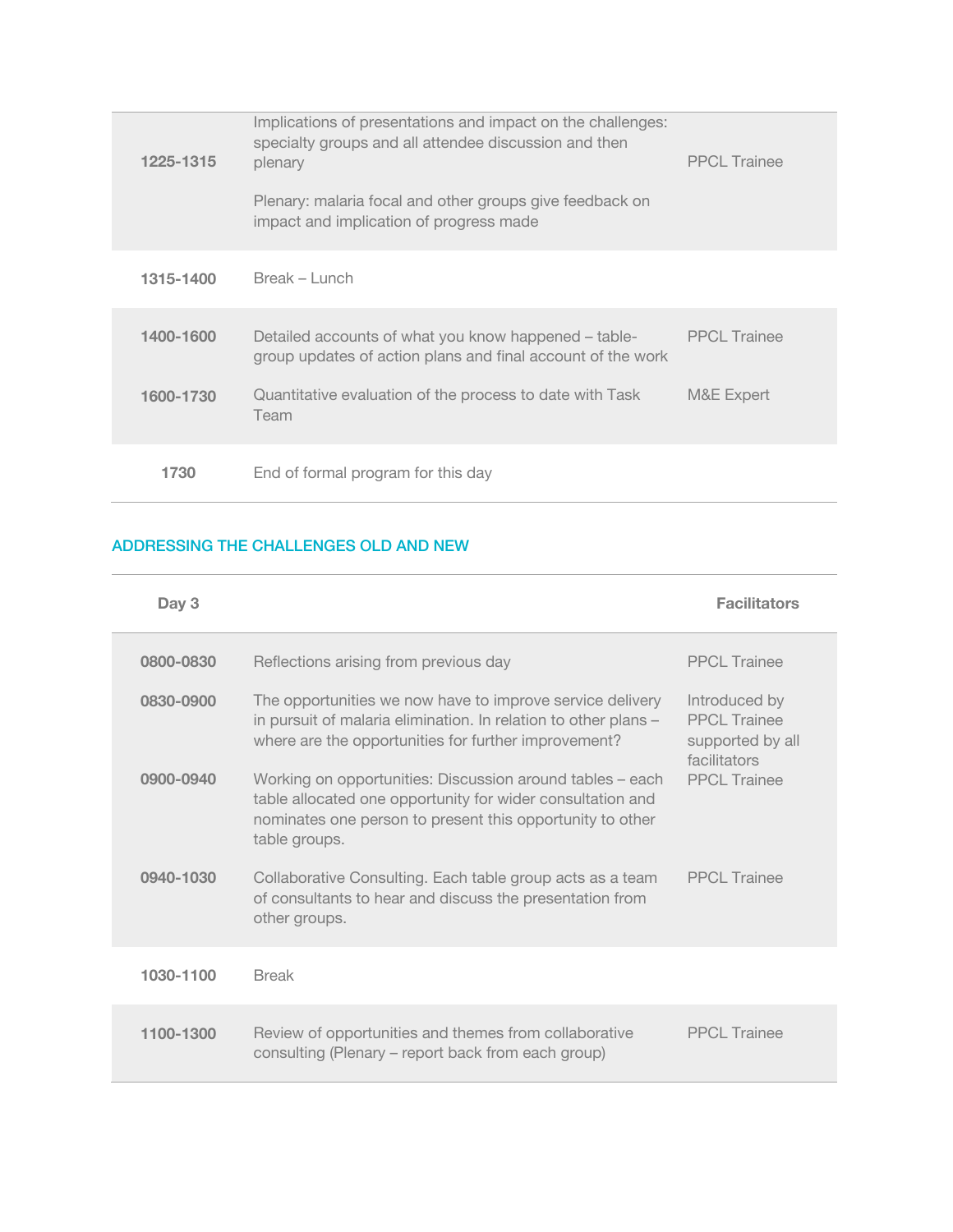| | | |
|---|---|---|
| 1225-1315 | Implications of presentations and impact on the challenges: specialty groups and all attendee discussion and then plenary<br><br>Plenary: malaria focal and other groups give feedback on impact and implication of progress made | PPCL Trainee |
| 1315-1400 | Break – Lunch | |
| 1400-1600 | Detailed accounts of what you know happened – table-group updates of action plans and final account of the work | PPCL Trainee |
| 1600-1730 | Quantitative evaluation of the process to date with Task Team | M&E Expert |
| 1730 | End of formal program for this day | |

## ADDRESSING THE CHALLENGES OLD AND NEW

| Day 3 | | Facilitators |
|---|---|---|
| 0800-0830 | Reflections arising from previous day | PPCL Trainee |
| 0830-0900 | The opportunities we now have to improve service delivery in pursuit of malaria elimination. In relation to other plans – where are the opportunities for further improvement? | Introduced by PPCL Trainee supported by all facilitators |
| 0900-0940 | Working on opportunities: Discussion around tables – each table allocated one opportunity for wider consultation and nominates one person to present this opportunity to other table groups. | PPCL Trainee |
| 0940-1030 | Collaborative Consulting. Each table group acts as a team of consultants to hear and discuss the presentation from other groups. | PPCL Trainee |
| 1030-1100 | Break | |
| 1100-1300 | Review of opportunities and themes from collaborative consulting (Plenary – report back from each group) | PPCL Trainee |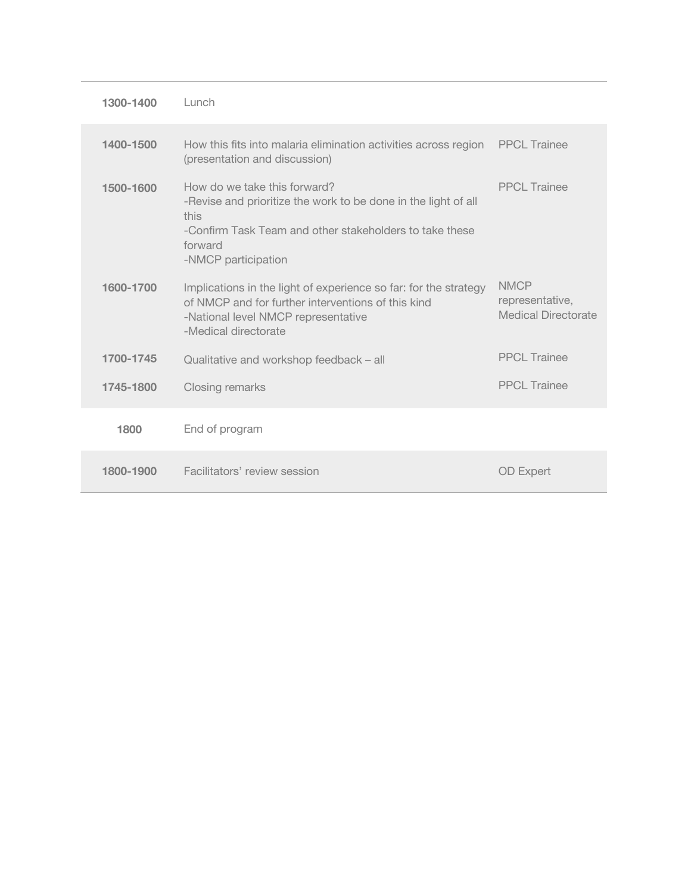| | | |
|---|---|---|
| **1300-1400** | Lunch | |
| **1400-1500** | How this fits into malaria elimination activities across region (presentation and discussion) | PPCL Trainee |
| **1500-1600** | How do we take this forward?<br>-Revise and prioritize the work to be done in the light of all this<br>-Confirm Task Team and other stakeholders to take these forward<br>-NMCP participation | PPCL Trainee |
| **1600-1700** | Implications in the light of experience so far: for the strategy of NMCP and for further interventions of this kind<br>-National level NMCP representative<br>-Medical directorate | NMCP representative, Medical Directorate |
| **1700-1745** | Qualitative and workshop feedback – all | PPCL Trainee |
| **1745-1800** | Closing remarks | PPCL Trainee |
| **1800** | End of program | |
| **1800-1900** | Facilitators' review session | OD Expert |